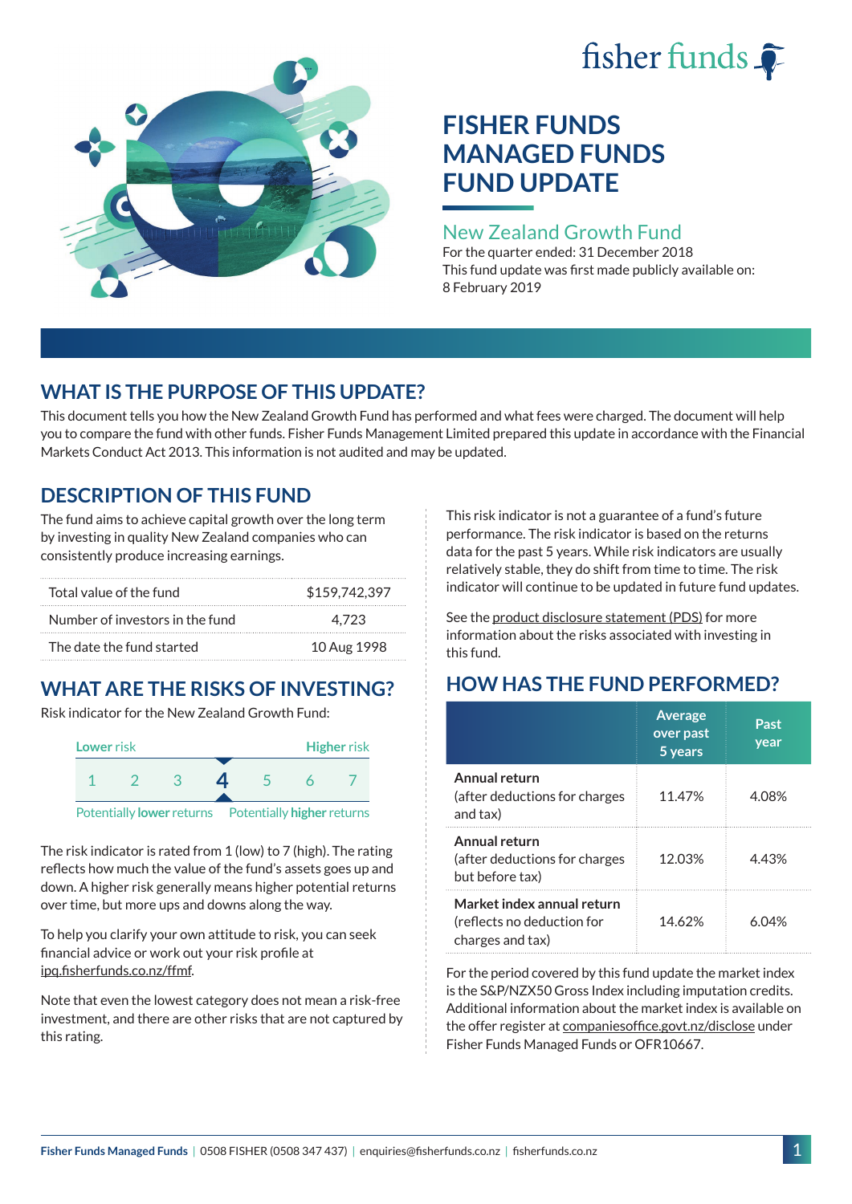# FISHER FUNDS MANAGED FUNDS FUND UPDATE

## New Zealand Growth Fund

For the quarter ended: 31 December 2018

This fund update was first made publicly available on: 8 February 2019

## WHAT IS THE PURPOSE OF THIS UPDATE?

This document tells you how the New Zealand Growth Fund has performed and what fees were charged. The document will help you to compare the fund with other funds. Fisher Funds Management Limited prepared this update in accordance with the Financial Markets Conduct Act 2013. This information is not audited and may be updated.

## DESCRIPTION OF THIS FUND

The fund aims to achieve capital growth over the long term by investing in quality New Zealand companies who can consistently produce increasing earnings.

| | |
|---|---|
| Total value of the fund | $159,742,397 |
| Number of investors in the fund | 4,723 |
| The date the fund started | 10 Aug 1998 |

## WHAT ARE THE RISKS OF INVESTING?

Risk indicator for the New Zealand Growth Fund:

| Lower risk | | | | | | Higher risk |
|---|---|---|---|---|---|---|
| 1 | 2 | 3 | **4** | 5 | 6 | 7 |
| Potentially lower returns | | | | | | Potentially higher returns |

The risk indicator is rated from 1 (low) to 7 (high). The rating reflects how much the value of the fund's assets goes up and down. A higher risk generally means higher potential returns over time, but more ups and downs along the way.

To help you clarify your own attitude to risk, you can seek financial advice or work out your risk profile at ipq.fisherfunds.co.nz/ffmf.

Note that even the lowest category does not mean a risk-free investment, and there are other risks that are not captured by this rating.

This risk indicator is not a guarantee of a fund's future performance. The risk indicator is based on the returns data for the past 5 years. While risk indicators are usually relatively stable, they do shift from time to time. The risk indicator will continue to be updated in future fund updates.

See the product disclosure statement (PDS) for more information about the risks associated with investing in this fund.

## HOW HAS THE FUND PERFORMED?

| | Average over past 5 years | Past year |
|---|---|---|
| **Annual return** (after deductions for charges and tax) | 11.47% | 4.08% |
| **Annual return** (after deductions for charges but before tax) | 12.03% | 4.43% |
| **Market index annual return** (reflects no deduction for charges and tax) | 14.62% | 6.04% |

For the period covered by this fund update the market index is the S&P/NZX50 Gross Index including imputation credits. Additional information about the market index is available on the offer register at companiesoffice.govt.nz/disclose under Fisher Funds Managed Funds or OFR10667.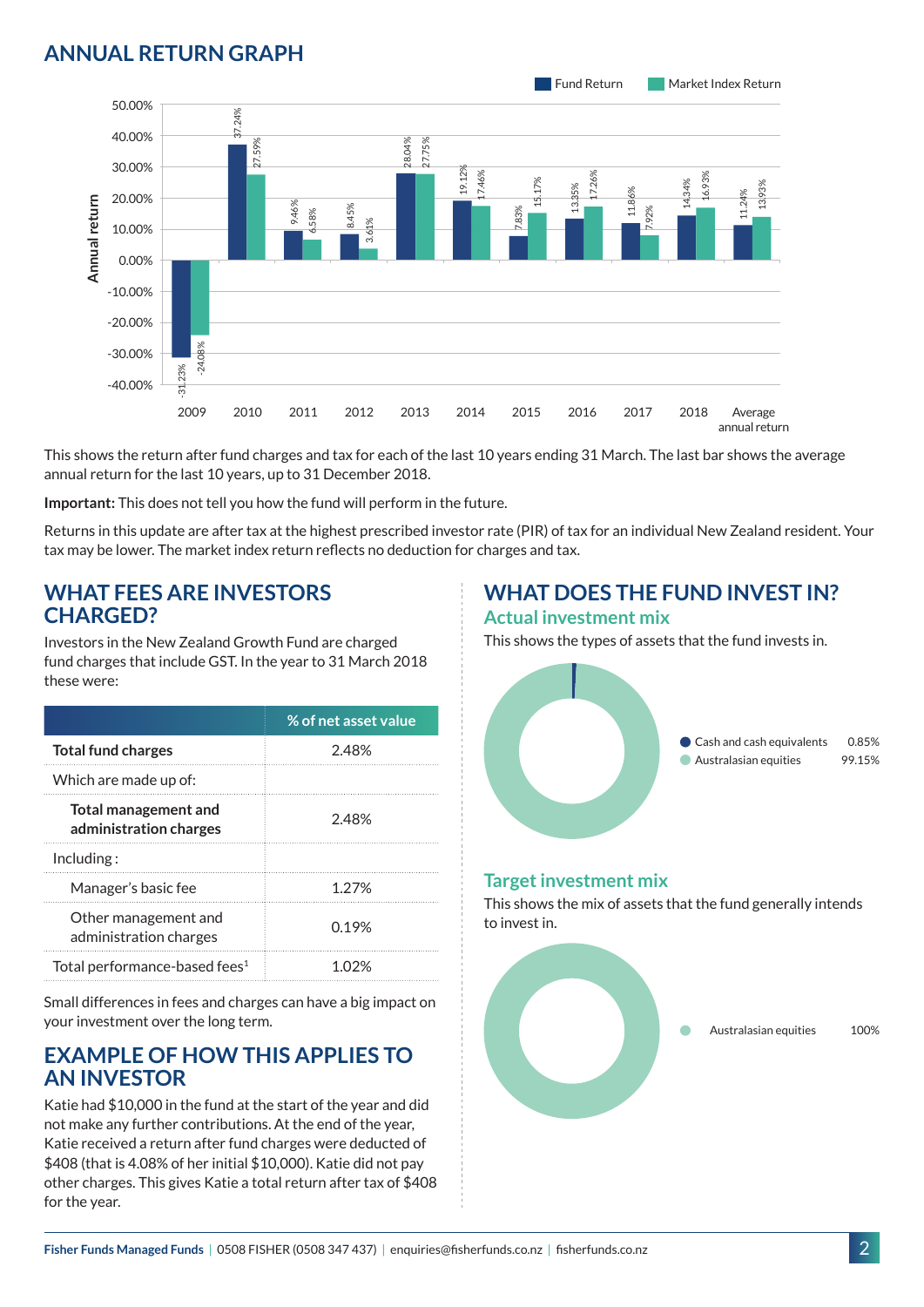## ANNUAL RETURN GRAPH

| Year | Fund Return | Market Index Return |
|---|---|---|
| 2009 | -31.23% | -24.08% |
| 2010 | 37.24% | 27.59% |
| 2011 | 9.46% | 6.58% |
| 2012 | 8.45% | 3.61% |
| 2013 | 28.04% | 27.75% |
| 2014 | 19.12% | 17.46% |
| 2015 | 7.83% | 15.17% |
| 2016 | 13.35% | 17.26% |
| 2017 | 11.86% | 7.92% |
| 2018 | 14.34% | 16.93% |
| Average annual return | 11.24% | 13.93% |

This shows the return after fund charges and tax for each of the last 10 years ending 31 March. The last bar shows the average annual return for the last 10 years, up to 31 December 2018.

**Important:** This does not tell you how the fund will perform in the future.

Returns in this update are after tax at the highest prescribed investor rate (PIR) of tax for an individual New Zealand resident. Your tax may be lower. The market index return reflects no deduction for charges and tax.

## WHAT FEES ARE INVESTORS CHARGED?

Investors in the New Zealand Growth Fund are charged fund charges that include GST. In the year to 31 March 2018 these were:

| | % of net asset value |
|---|---|
| **Total fund charges** | 2.48% |
| Which are made up of: | |
| **Total management and administration charges** | 2.48% |
| Including : | |
| Manager's basic fee | 1.27% |
| Other management and administration charges | 0.19% |
| Total performance-based fees[1] | 1.02% |

Small differences in fees and charges can have a big impact on your investment over the long term.

## EXAMPLE OF HOW THIS APPLIES TO AN INVESTOR

Katie had $10,000 in the fund at the start of the year and did not make any further contributions. At the end of the year, Katie received a return after fund charges were deducted of $408 (that is 4.08% of her initial $10,000). Katie did not pay other charges. This gives Katie a total return after tax of $408 for the year.

## WHAT DOES THE FUND INVEST IN?

### Actual investment mix

This shows the types of assets that the fund invests in.

| Asset | % |
|---|---|
| Cash and cash equivalents | 0.85% |
| Australasian equities | 99.15% |

### Target investment mix

This shows the mix of assets that the fund generally intends to invest in.

| Asset | % |
|---|---|
| Australasian equities | 100% |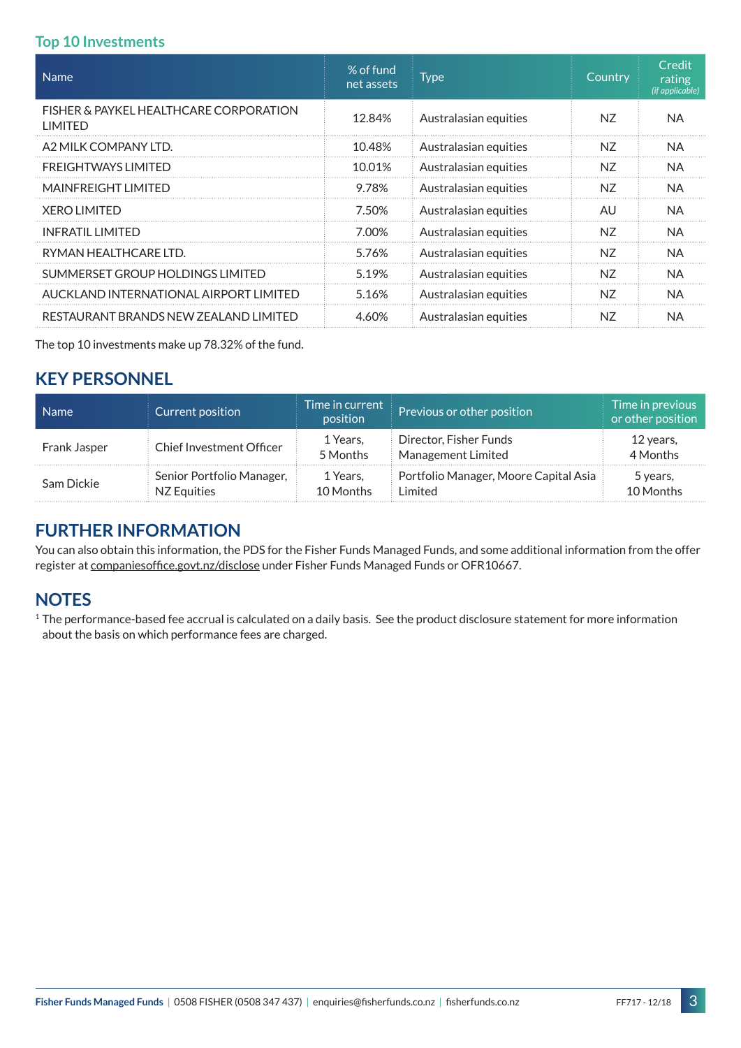## Top 10 Investments

| Name | % of fund net assets | Type | Country | Credit rating *(if applicable)* |
|---|---|---|---|---|
| FISHER & PAYKEL HEALTHCARE CORPORATION LIMITED | 12.84% | Australasian equities | NZ | NA |
| A2 MILK COMPANY LTD. | 10.48% | Australasian equities | NZ | NA |
| FREIGHTWAYS LIMITED | 10.01% | Australasian equities | NZ | NA |
| MAINFREIGHT LIMITED | 9.78% | Australasian equities | NZ | NA |
| XERO LIMITED | 7.50% | Australasian equities | AU | NA |
| INFRATIL LIMITED | 7.00% | Australasian equities | NZ | NA |
| RYMAN HEALTHCARE LTD. | 5.76% | Australasian equities | NZ | NA |
| SUMMERSET GROUP HOLDINGS LIMITED | 5.19% | Australasian equities | NZ | NA |
| AUCKLAND INTERNATIONAL AIRPORT LIMITED | 5.16% | Australasian equities | NZ | NA |
| RESTAURANT BRANDS NEW ZEALAND LIMITED | 4.60% | Australasian equities | NZ | NA |

The top 10 investments make up 78.32% of the fund.

## KEY PERSONNEL

| Name | Current position | Time in current position | Previous or other position | Time in previous or other position |
|---|---|---|---|---|
| Frank Jasper | Chief Investment Officer | 1 Years, 5 Months | Director, Fisher Funds Management Limited | 12 years, 4 Months |
| Sam Dickie | Senior Portfolio Manager, NZ Equities | 1 Years, 10 Months | Portfolio Manager, Moore Capital Asia Limited | 5 years, 10 Months |

## FURTHER INFORMATION

You can also obtain this information, the PDS for the Fisher Funds Managed Funds, and some additional information from the offer register at companiesoffice.govt.nz/disclose under Fisher Funds Managed Funds or OFR10667.

## NOTES

[1] The performance-based fee accrual is calculated on a daily basis. See the product disclosure statement for more information about the basis on which performance fees are charged.